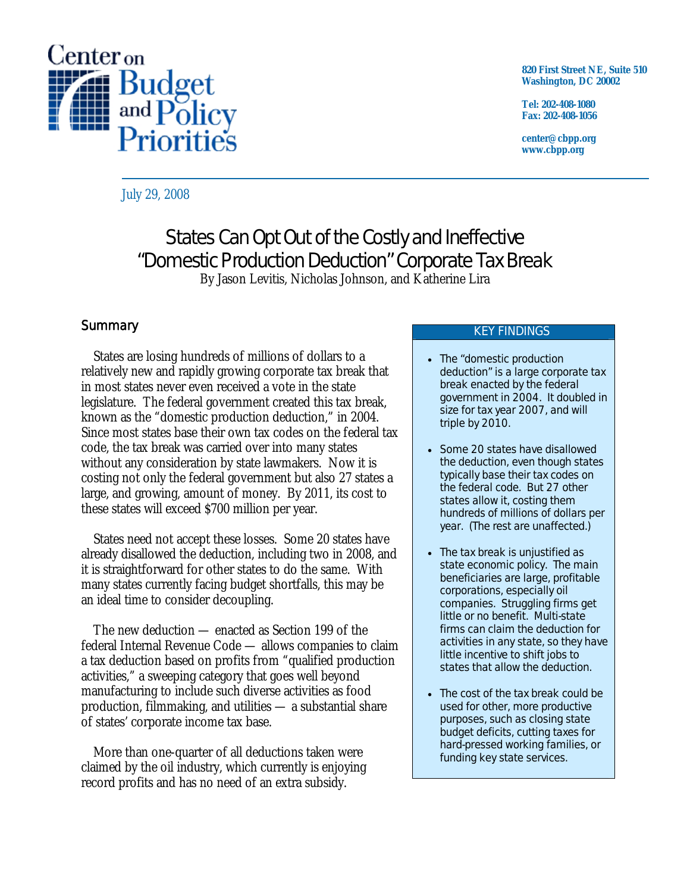Center on Budget and Policy Priorities

820 First Street NE, Suite 510
Washington, DC 20002

Tel: 202-408-1080
Fax: 202-408-1056

center@cbpp.org
www.cbpp.org

July 29, 2008

# States Can Opt Out of the Costly and Ineffective "Domestic Production Deduction" Corporate Tax Break

By Jason Levitis, Nicholas Johnson, and Katherine Lira

## Summary

States are losing hundreds of millions of dollars to a relatively new and rapidly growing corporate tax break that in most states never even received a vote in the state legislature. The federal government created this tax break, known as the "domestic production deduction," in 2004. Since most states base their own tax codes on the federal tax code, the tax break was carried over into many states without any consideration by state lawmakers. Now it is costing not only the federal government but also 27 states a large, and growing, amount of money. By 2011, its cost to these states will exceed $700 million per year.

States need not accept these losses. Some 20 states have already disallowed the deduction, including two in 2008, and it is straightforward for other states to do the same. With many states currently facing budget shortfalls, this may be an ideal time to consider decoupling.

The new deduction — enacted as Section 199 of the federal Internal Revenue Code — allows companies to claim a tax deduction based on profits from "qualified production activities," a sweeping category that goes well beyond manufacturing to include such diverse activities as food production, filmmaking, and utilities — a substantial share of states' corporate income tax base.

More than one-quarter of all deductions taken were claimed by the oil industry, which currently is enjoying record profits and has no need of an extra subsidy.

> **KEY FINDINGS**
>
> - The "domestic production deduction" is a large corporate tax break enacted by the federal government in 2004. It doubled in size for tax year 2007, and will triple by 2010.
> - Some 20 states have disallowed the deduction, even though states typically base their tax codes on the federal code. But 27 other states allow it, costing them hundreds of millions of dollars per year. (The rest are unaffected.)
> - The tax break is unjustified as state economic policy. The main beneficiaries are large, profitable corporations, especially oil companies. Struggling firms get little or no benefit. Multi-state firms can claim the deduction for activities in any state, so they have little incentive to shift jobs to states that allow the deduction.
> - The cost of the tax break could be used for other, more productive purposes, such as closing state budget deficits, cutting taxes for hard-pressed working families, or funding key state services.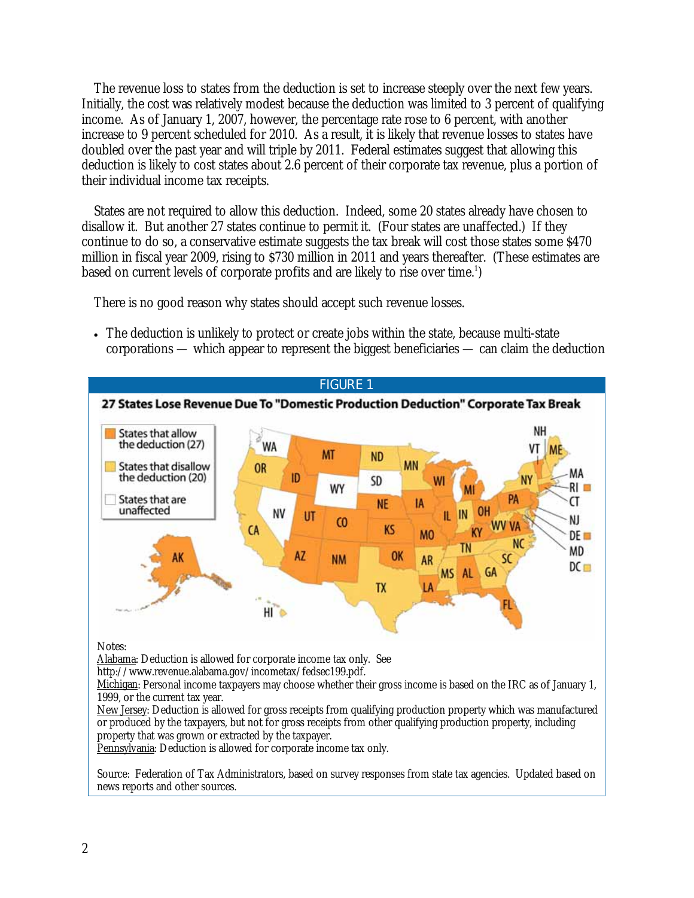The revenue loss to states from the deduction is set to increase steeply over the next few years. Initially, the cost was relatively modest because the deduction was limited to 3 percent of qualifying income. As of January 1, 2007, however, the percentage rate rose to 6 percent, with another increase to 9 percent scheduled for 2010. As a result, it is likely that revenue losses to states have doubled over the past year and will triple by 2011. Federal estimates suggest that allowing this deduction is likely to cost states about 2.6 percent of their corporate tax revenue, plus a portion of their individual income tax receipts.

States are not required to allow this deduction. Indeed, some 20 states already have chosen to disallow it. But another 27 states continue to permit it. (Four states are unaffected.) If they continue to do so, a conservative estimate suggests the tax break will cost those states some $470 million in fiscal year 2009, rising to $730 million in 2011 and years thereafter. (These estimates are based on current levels of corporate profits and are likely to rise over time.[1])

There is no good reason why states should accept such revenue losses.

- The deduction is unlikely to protect or create jobs within the state, because multi-state corporations — which appear to represent the biggest beneficiaries — can claim the deduction

FIGURE 1

**27 States Lose Revenue Due To "Domestic Production Deduction" Corporate Tax Break**

- States that allow the deduction (27)
- States that disallow the deduction (20)
- States that are unaffected

Notes:

Alabama: Deduction is allowed for corporate income tax only. See http://www.revenue.alabama.gov/incometax/fedsec199.pdf.

Michigan: Personal income taxpayers may choose whether their gross income is based on the IRC as of January 1, 1999, or the current tax year.

New Jersey: Deduction is allowed for gross receipts from qualifying production property which was manufactured or produced by the taxpayers, but not for gross receipts from other qualifying production property, including property that was grown or extracted by the taxpayer.

Pennsylvania: Deduction is allowed for corporate income tax only.

Source: Federation of Tax Administrators, based on survey responses from state tax agencies. Updated based on news reports and other sources.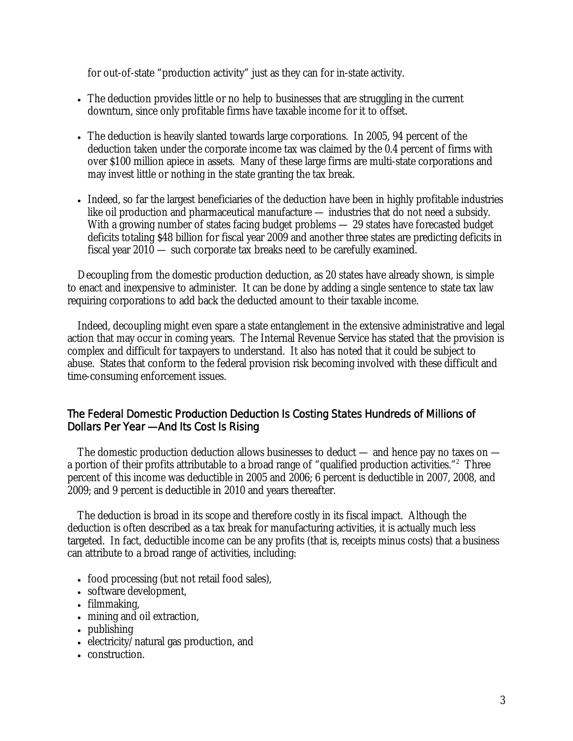for out-of-state "production activity" just as they can for in-state activity.

- The deduction provides little or no help to businesses that are struggling in the current downturn, since only profitable firms have taxable income for it to offset.

- The deduction is heavily slanted towards large corporations. In 2005, 94 percent of the deduction taken under the corporate income tax was claimed by the 0.4 percent of firms with over $100 million apiece in assets. Many of these large firms are multi-state corporations and may invest little or nothing in the state granting the tax break.

- Indeed, so far the largest beneficiaries of the deduction have been in highly profitable industries like oil production and pharmaceutical manufacture — industries that do not need a subsidy. With a growing number of states facing budget problems — 29 states have forecasted budget deficits totaling $48 billion for fiscal year 2009 and another three states are predicting deficits in fiscal year 2010 — such corporate tax breaks need to be carefully examined.

Decoupling from the domestic production deduction, as 20 states have already shown, is simple to enact and inexpensive to administer. It can be done by adding a single sentence to state tax law requiring corporations to add back the deducted amount to their taxable income.

Indeed, decoupling might even spare a state entanglement in the extensive administrative and legal action that may occur in coming years. The Internal Revenue Service has stated that the provision is complex and difficult for taxpayers to understand. It also has noted that it could be subject to abuse. States that conform to the federal provision risk becoming involved with these difficult and time-consuming enforcement issues.

## The Federal Domestic Production Deduction Is Costing States Hundreds of Millions of Dollars Per Year —And Its Cost Is Rising

The domestic production deduction allows businesses to deduct — and hence pay no taxes on — a portion of their profits attributable to a broad range of "qualified production activities."[2] Three percent of this income was deductible in 2005 and 2006; 6 percent is deductible in 2007, 2008, and 2009; and 9 percent is deductible in 2010 and years thereafter.

The deduction is broad in its scope and therefore costly in its fiscal impact. Although the deduction is often described as a tax break for manufacturing activities, it is actually much less targeted. In fact, deductible income can be any profits (that is, receipts minus costs) that a business can attribute to a broad range of activities, including:

- food processing (but not retail food sales),
- software development,
- filmmaking,
- mining and oil extraction,
- publishing
- electricity/natural gas production, and
- construction.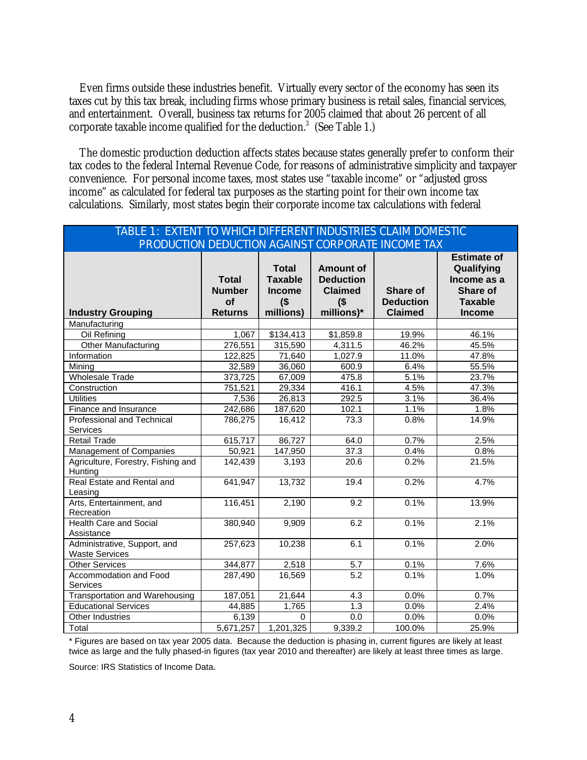Even firms outside these industries benefit. Virtually every sector of the economy has seen its taxes cut by this tax break, including firms whose primary business is retail sales, financial services, and entertainment. Overall, business tax returns for 2005 claimed that about 26 percent of all corporate taxable income qualified for the deduction.[3] (See Table 1.)

The domestic production deduction affects states because states generally prefer to conform their tax codes to the federal Internal Revenue Code, for reasons of administrative simplicity and taxpayer convenience. For personal income taxes, most states use "taxable income" or "adjusted gross income" as calculated for federal tax purposes as the starting point for their own income tax calculations. Similarly, most states begin their corporate income tax calculations with federal

**TABLE 1: EXTENT TO WHICH DIFFERENT INDUSTRIES CLAIM DOMESTIC PRODUCTION DEDUCTION AGAINST CORPORATE INCOME TAX**

| Industry Grouping | Total Number of Returns | Total Taxable Income ($ millions) | Amount of Deduction Claimed ($ millions)* | Share of Deduction Claimed | Estimate of Qualifying Income as a Share of Taxable Income |
|---|---|---|---|---|---|
| Manufacturing | | | | | |
| Oil Refining | 1,067 | $134,413 | $1,859.8 | 19.9% | 46.1% |
| Other Manufacturing | 276,551 | 315,590 | 4,311.5 | 46.2% | 45.5% |
| Information | 122,825 | 71,640 | 1,027.9 | 11.0% | 47.8% |
| Mining | 32,589 | 36,060 | 600.9 | 6.4% | 55.5% |
| Wholesale Trade | 373,725 | 67,009 | 475.8 | 5.1% | 23.7% |
| Construction | 751,521 | 29,334 | 416.1 | 4.5% | 47.3% |
| Utilities | 7,536 | 26,813 | 292.5 | 3.1% | 36.4% |
| Finance and Insurance | 242,686 | 187,620 | 102.1 | 1.1% | 1.8% |
| Professional and Technical Services | 786,275 | 16,412 | 73.3 | 0.8% | 14.9% |
| Retail Trade | 615,717 | 86,727 | 64.0 | 0.7% | 2.5% |
| Management of Companies | 50,921 | 147,950 | 37.3 | 0.4% | 0.8% |
| Agriculture, Forestry, Fishing and Hunting | 142,439 | 3,193 | 20.6 | 0.2% | 21.5% |
| Real Estate and Rental and Leasing | 641,947 | 13,732 | 19.4 | 0.2% | 4.7% |
| Arts, Entertainment, and Recreation | 116,451 | 2,190 | 9.2 | 0.1% | 13.9% |
| Health Care and Social Assistance | 380,940 | 9,909 | 6.2 | 0.1% | 2.1% |
| Administrative, Support, and Waste Services | 257,623 | 10,238 | 6.1 | 0.1% | 2.0% |
| Other Services | 344,877 | 2,518 | 5.7 | 0.1% | 7.6% |
| Accommodation and Food Services | 287,490 | 16,569 | 5.2 | 0.1% | 1.0% |
| Transportation and Warehousing | 187,051 | 21,644 | 4.3 | 0.0% | 0.7% |
| Educational Services | 44,885 | 1,765 | 1.3 | 0.0% | 2.4% |
| Other Industries | 6,139 | 0 | 0.0 | 0.0% | 0.0% |
| Total | 5,671,257 | 1,201,325 | 9,339.2 | 100.0% | 25.9% |

\* Figures are based on tax year 2005 data. Because the deduction is phasing in, current figures are likely at least twice as large and the fully phased-in figures (tax year 2010 and thereafter) are likely at least three times as large.

Source: IRS Statistics of Income Data.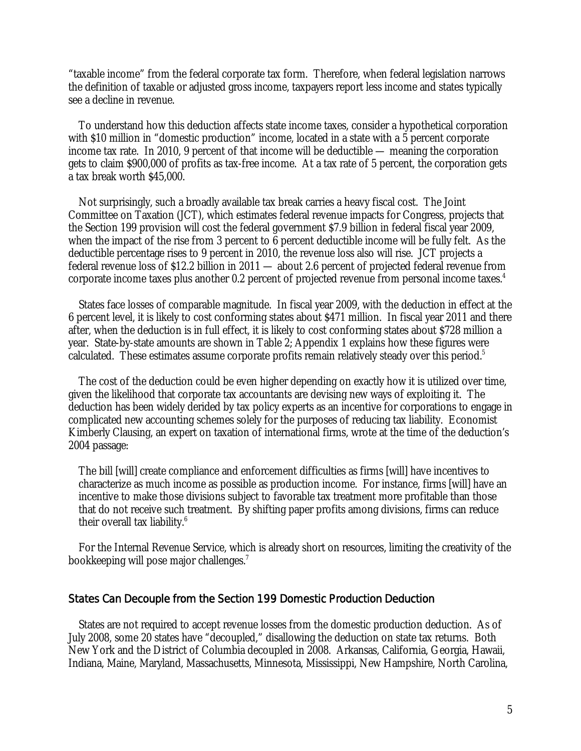"taxable income" from the federal corporate tax form. Therefore, when federal legislation narrows the definition of taxable or adjusted gross income, taxpayers report less income and states typically see a decline in revenue.

To understand how this deduction affects state income taxes, consider a hypothetical corporation with $10 million in "domestic production" income, located in a state with a 5 percent corporate income tax rate. In 2010, 9 percent of that income will be deductible — meaning the corporation gets to claim $900,000 of profits as tax-free income. At a tax rate of 5 percent, the corporation gets a tax break worth $45,000.

Not surprisingly, such a broadly available tax break carries a heavy fiscal cost. The Joint Committee on Taxation (JCT), which estimates federal revenue impacts for Congress, projects that the Section 199 provision will cost the federal government $7.9 billion in federal fiscal year 2009, when the impact of the rise from 3 percent to 6 percent deductible income will be fully felt. As the deductible percentage rises to 9 percent in 2010, the revenue loss also will rise. JCT projects a federal revenue loss of $12.2 billion in 2011 — about 2.6 percent of projected federal revenue from corporate income taxes plus another 0.2 percent of projected revenue from personal income taxes.[4]

States face losses of comparable magnitude. In fiscal year 2009, with the deduction in effect at the 6 percent level, it is likely to cost conforming states about $471 million. In fiscal year 2011 and there after, when the deduction is in full effect, it is likely to cost conforming states about $728 million a year. State-by-state amounts are shown in Table 2; Appendix 1 explains how these figures were calculated. These estimates assume corporate profits remain relatively steady over this period.[5]

The cost of the deduction could be even higher depending on exactly how it is utilized over time, given the likelihood that corporate tax accountants are devising new ways of exploiting it. The deduction has been widely derided by tax policy experts as an incentive for corporations to engage in complicated new accounting schemes solely for the purposes of reducing tax liability. Economist Kimberly Clausing, an expert on taxation of international firms, wrote at the time of the deduction's 2004 passage:

> The bill [will] create compliance and enforcement difficulties as firms [will] have incentives to characterize as much income as possible as production income. For instance, firms [will] have an incentive to make those divisions subject to favorable tax treatment more profitable than those that do not receive such treatment. By shifting paper profits among divisions, firms can reduce their overall tax liability.[6]

For the Internal Revenue Service, which is already short on resources, limiting the creativity of the bookkeeping will pose major challenges.[7]

## States Can Decouple from the Section 199 Domestic Production Deduction

States are not required to accept revenue losses from the domestic production deduction. As of July 2008, some 20 states have "decoupled," disallowing the deduction on state tax returns. Both New York and the District of Columbia decoupled in 2008. Arkansas, California, Georgia, Hawaii, Indiana, Maine, Maryland, Massachusetts, Minnesota, Mississippi, New Hampshire, North Carolina,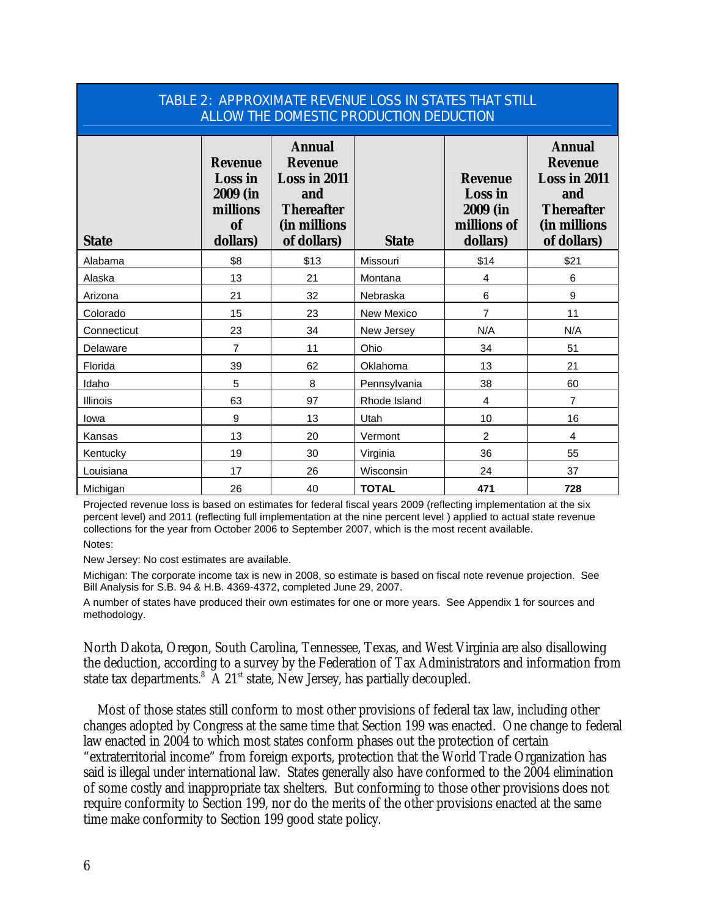| TABLE 2: APPROXIMATE REVENUE LOSS IN STATES THAT STILL ALLOW THE DOMESTIC PRODUCTION DEDUCTION | | | | | |
|---|---|---|---|---|---|
| **State** | **Revenue Loss in 2009 (in millions of dollars)** | **Annual Revenue Loss in 2011 and Thereafter (in millions of dollars)** | **State** | **Revenue Loss in 2009 (in millions of dollars)** | **Annual Revenue Loss in 2011 and Thereafter (in millions of dollars)** |
| Alabama | $8 | $13 | Missouri | $14 | $21 |
| Alaska | 13 | 21 | Montana | 4 | 6 |
| Arizona | 21 | 32 | Nebraska | 6 | 9 |
| Colorado | 15 | 23 | New Mexico | 7 | 11 |
| Connecticut | 23 | 34 | New Jersey | N/A | N/A |
| Delaware | 7 | 11 | Ohio | 34 | 51 |
| Florida | 39 | 62 | Oklahoma | 13 | 21 |
| Idaho | 5 | 8 | Pennsylvania | 38 | 60 |
| Illinois | 63 | 97 | Rhode Island | 4 | 7 |
| Iowa | 9 | 13 | Utah | 10 | 16 |
| Kansas | 13 | 20 | Vermont | 2 | 4 |
| Kentucky | 19 | 30 | Virginia | 36 | 55 |
| Louisiana | 17 | 26 | Wisconsin | 24 | 37 |
| Michigan | 26 | 40 | **TOTAL** | **471** | **728** |

Projected revenue loss is based on estimates for federal fiscal years 2009 (reflecting implementation at the six percent level) and 2011 (reflecting full implementation at the nine percent level ) applied to actual state revenue collections for the year from October 2006 to September 2007, which is the most recent available.

Notes:

New Jersey: No cost estimates are available.

Michigan: The corporate income tax is new in 2008, so estimate is based on fiscal note revenue projection. See Bill Analysis for S.B. 94 & H.B. 4369-4372, completed June 29, 2007.

A number of states have produced their own estimates for one or more years. See Appendix 1 for sources and methodology.

North Dakota, Oregon, South Carolina, Tennessee, Texas, and West Virginia are also disallowing the deduction, according to a survey by the Federation of Tax Administrators and information from state tax departments.[8] A 21st state, New Jersey, has partially decoupled.

Most of those states still conform to most other provisions of federal tax law, including other changes adopted by Congress at the same time that Section 199 was enacted. One change to federal law enacted in 2004 to which most states conform phases out the protection of certain "extraterritorial income" from foreign exports, protection that the World Trade Organization has said is illegal under international law. States generally also have conformed to the 2004 elimination of some costly and inappropriate tax shelters. But conforming to those other provisions does not require conformity to Section 199, nor do the merits of the other provisions enacted at the same time make conformity to Section 199 good state policy.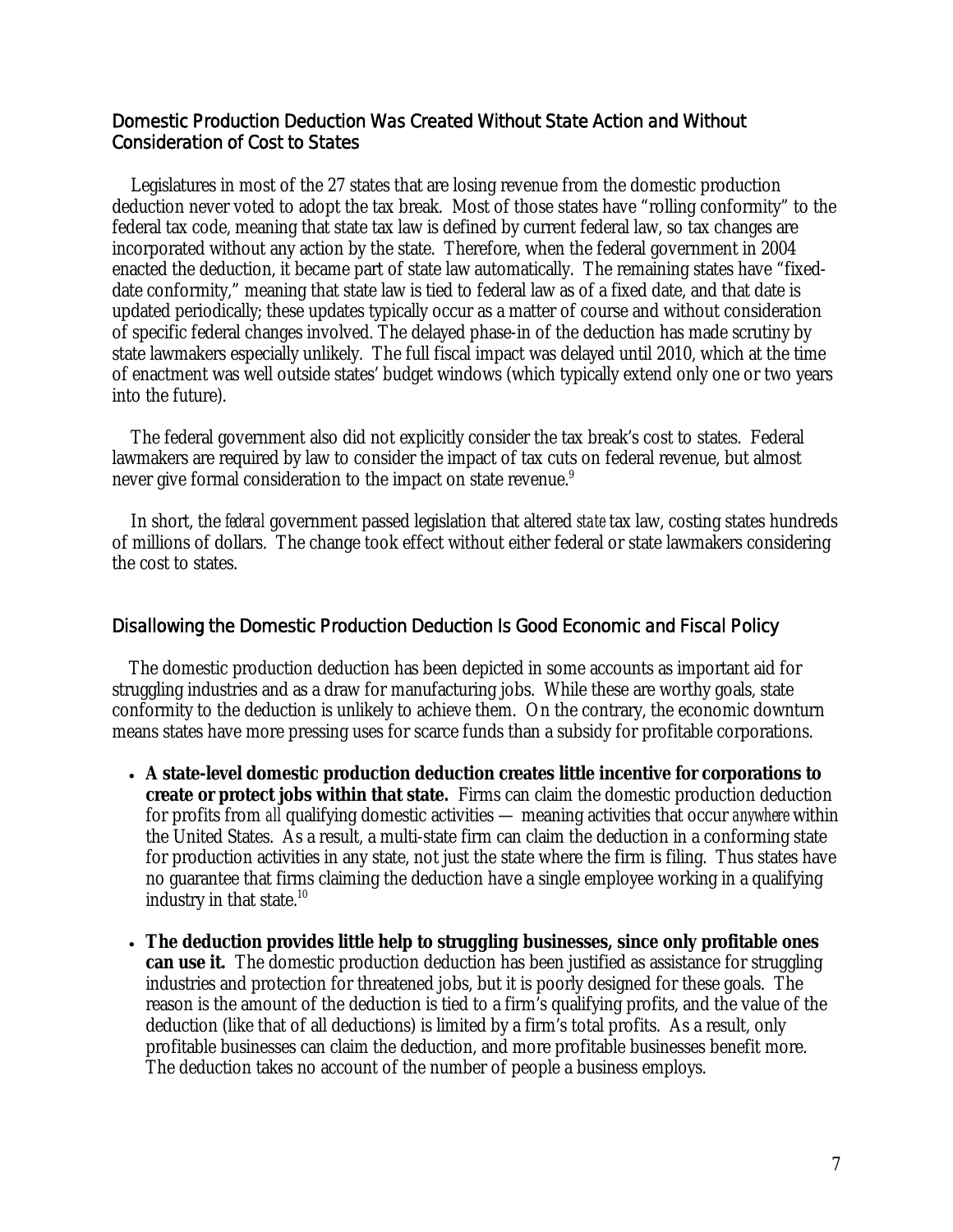## Domestic Production Deduction Was Created Without State Action and Without Consideration of Cost to States

Legislatures in most of the 27 states that are losing revenue from the domestic production deduction never voted to adopt the tax break. Most of those states have "rolling conformity" to the federal tax code, meaning that state tax law is defined by current federal law, so tax changes are incorporated without any action by the state. Therefore, when the federal government in 2004 enacted the deduction, it became part of state law automatically. The remaining states have "fixed-date conformity," meaning that state law is tied to federal law as of a fixed date, and that date is updated periodically; these updates typically occur as a matter of course and without consideration of specific federal changes involved. The delayed phase-in of the deduction has made scrutiny by state lawmakers especially unlikely. The full fiscal impact was delayed until 2010, which at the time of enactment was well outside states' budget windows (which typically extend only one or two years into the future).

The federal government also did not explicitly consider the tax break's cost to states. Federal lawmakers are required by law to consider the impact of tax cuts on federal revenue, but almost never give formal consideration to the impact on state revenue.[9]

In short, the *federal* government passed legislation that altered *state* tax law, costing states hundreds of millions of dollars. The change took effect without either federal or state lawmakers considering the cost to states.

## Disallowing the Domestic Production Deduction Is Good Economic and Fiscal Policy

The domestic production deduction has been depicted in some accounts as important aid for struggling industries and as a draw for manufacturing jobs. While these are worthy goals, state conformity to the deduction is unlikely to achieve them. On the contrary, the economic downturn means states have more pressing uses for scarce funds than a subsidy for profitable corporations.

- **A state-level domestic production deduction creates little incentive for corporations to create or protect jobs within that state.** Firms can claim the domestic production deduction for profits from *all* qualifying domestic activities — meaning activities that occur *anywhere* within the United States. As a result, a multi-state firm can claim the deduction in a conforming state for production activities in any state, not just the state where the firm is filing. Thus states have no guarantee that firms claiming the deduction have a single employee working in a qualifying industry in that state.[10]

- **The deduction provides little help to struggling businesses, since only profitable ones can use it.** The domestic production deduction has been justified as assistance for struggling industries and protection for threatened jobs, but it is poorly designed for these goals. The reason is the amount of the deduction is tied to a firm's qualifying profits, and the value of the deduction (like that of all deductions) is limited by a firm's total profits. As a result, only profitable businesses can claim the deduction, and more profitable businesses benefit more. The deduction takes no account of the number of people a business employs.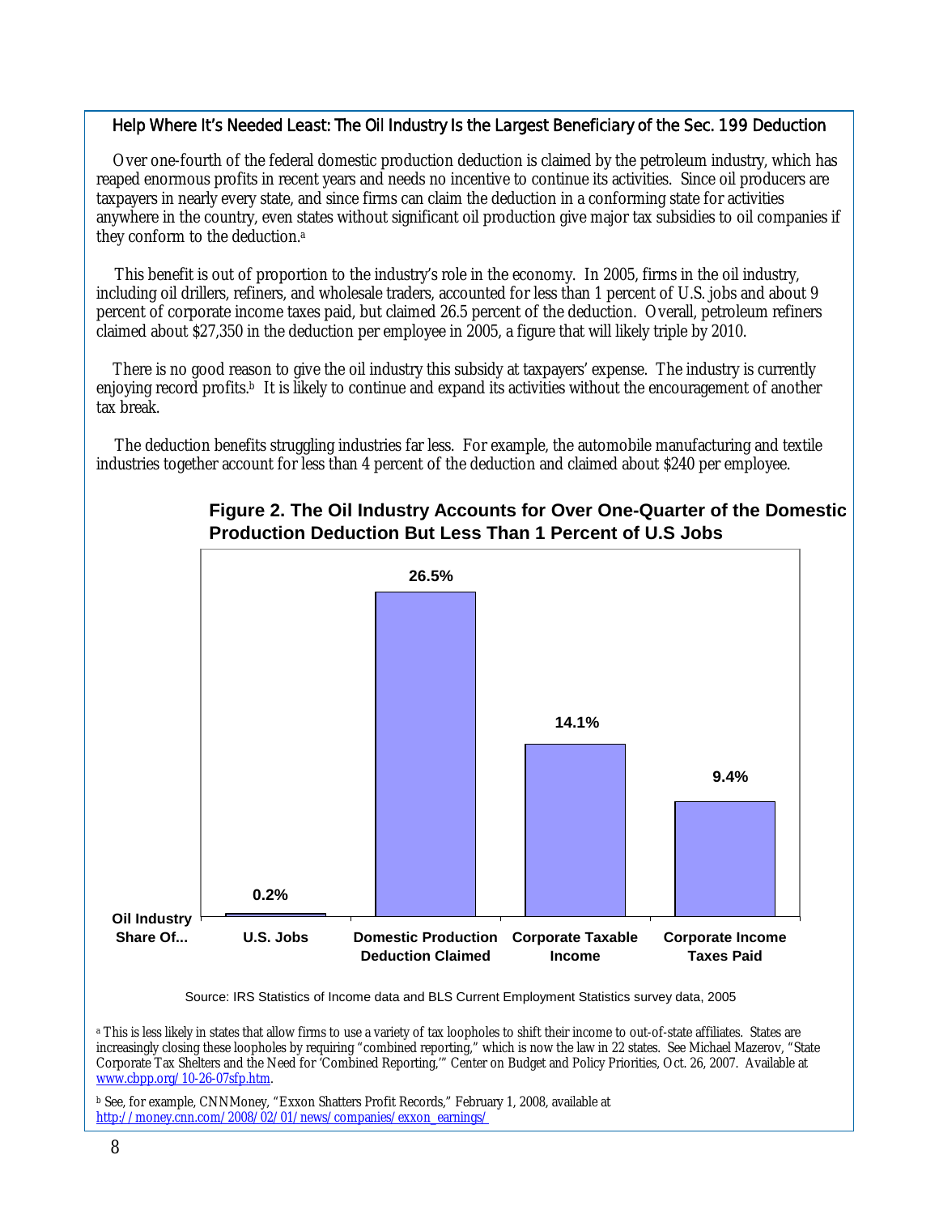### Help Where It's Needed Least: The Oil Industry Is the Largest Beneficiary of the Sec. 199 Deduction

Over one-fourth of the federal domestic production deduction is claimed by the petroleum industry, which has reaped enormous profits in recent years and needs no incentive to continue its activities. Since oil producers are taxpayers in nearly every state, and since firms can claim the deduction in a conforming state for activities anywhere in the country, even states without significant oil production give major tax subsidies to oil companies if they conform to the deduction.[a]

This benefit is out of proportion to the industry's role in the economy. In 2005, firms in the oil industry, including oil drillers, refiners, and wholesale traders, accounted for less than 1 percent of U.S. jobs and about 9 percent of corporate income taxes paid, but claimed 26.5 percent of the deduction. Overall, petroleum refiners claimed about $27,350 in the deduction per employee in 2005, a figure that will likely triple by 2010.

There is no good reason to give the oil industry this subsidy at taxpayers' expense. The industry is currently enjoying record profits.[b] It is likely to continue and expand its activities without the encouragement of another tax break.

The deduction benefits struggling industries far less. For example, the automobile manufacturing and textile industries together account for less than 4 percent of the deduction and claimed about $240 per employee.

**Figure 2. The Oil Industry Accounts for Over One-Quarter of the Domestic Production Deduction But Less Than 1 Percent of U.S Jobs**

| Oil Industry Share Of... | U.S. Jobs | Domestic Production Deduction Claimed | Corporate Taxable Income | Corporate Income Taxes Paid |
|---|---|---|---|---|
| | 0.2% | 26.5% | 14.1% | 9.4% |

Source: IRS Statistics of Income data and BLS Current Employment Statistics survey data, 2005

[a] This is less likely in states that allow firms to use a variety of tax loopholes to shift their income to out-of-state affiliates. States are increasingly closing these loopholes by requiring "combined reporting," which is now the law in 22 states. See Michael Mazerov, "State Corporate Tax Shelters and the Need for 'Combined Reporting,'" Center on Budget and Policy Priorities, Oct. 26, 2007. Available at www.cbpp.org/10-26-07sfp.htm.

[b] See, for example, CNNMoney, "Exxon Shatters Profit Records," February 1, 2008, available at http://money.cnn.com/2008/02/01/news/companies/exxon_earnings/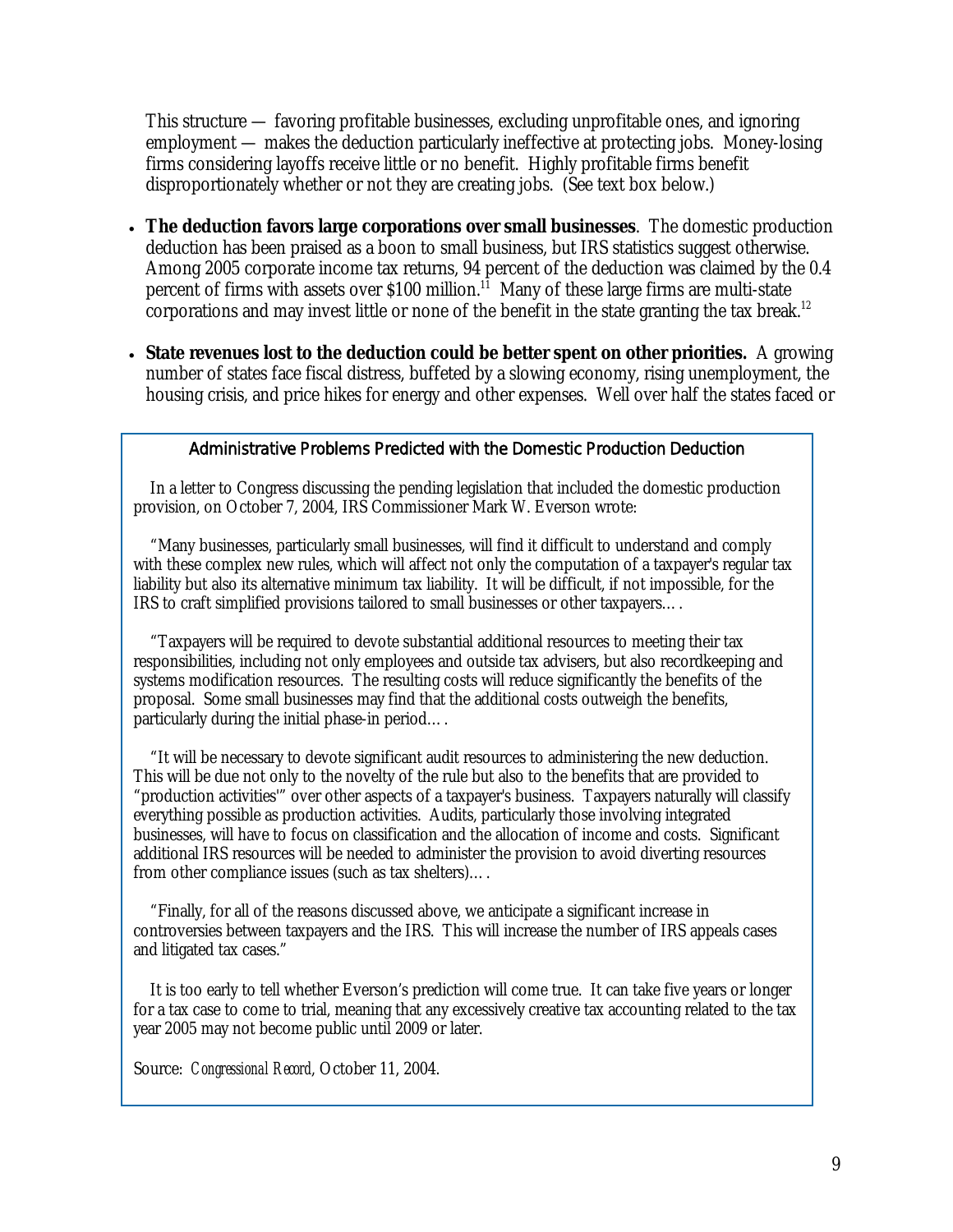This structure — favoring profitable businesses, excluding unprofitable ones, and ignoring employment — makes the deduction particularly ineffective at protecting jobs. Money-losing firms considering layoffs receive little or no benefit. Highly profitable firms benefit disproportionately whether or not they are creating jobs. (See text box below.)

- **The deduction favors large corporations over small businesses**. The domestic production deduction has been praised as a boon to small business, but IRS statistics suggest otherwise. Among 2005 corporate income tax returns, 94 percent of the deduction was claimed by the 0.4 percent of firms with assets over $100 million.[11] Many of these large firms are multi-state corporations and may invest little or none of the benefit in the state granting the tax break.[12]

- **State revenues lost to the deduction could be better spent on other priorities.** A growing number of states face fiscal distress, buffeted by a slowing economy, rising unemployment, the housing crisis, and price hikes for energy and other expenses. Well over half the states faced or

### Administrative Problems Predicted with the Domestic Production Deduction

In a letter to Congress discussing the pending legislation that included the domestic production provision, on October 7, 2004, IRS Commissioner Mark W. Everson wrote:

"Many businesses, particularly small businesses, will find it difficult to understand and comply with these complex new rules, which will affect not only the computation of a taxpayer's regular tax liability but also its alternative minimum tax liability. It will be difficult, if not impossible, for the IRS to craft simplified provisions tailored to small businesses or other taxpayers… .

"Taxpayers will be required to devote substantial additional resources to meeting their tax responsibilities, including not only employees and outside tax advisers, but also recordkeeping and systems modification resources. The resulting costs will reduce significantly the benefits of the proposal. Some small businesses may find that the additional costs outweigh the benefits, particularly during the initial phase-in period… .

"It will be necessary to devote significant audit resources to administering the new deduction. This will be due not only to the novelty of the rule but also to the benefits that are provided to "production activities'" over other aspects of a taxpayer's business. Taxpayers naturally will classify everything possible as production activities. Audits, particularly those involving integrated businesses, will have to focus on classification and the allocation of income and costs. Significant additional IRS resources will be needed to administer the provision to avoid diverting resources from other compliance issues (such as tax shelters)… .

"Finally, for all of the reasons discussed above, we anticipate a significant increase in controversies between taxpayers and the IRS. This will increase the number of IRS appeals cases and litigated tax cases."

It is too early to tell whether Everson's prediction will come true. It can take five years or longer for a tax case to come to trial, meaning that any excessively creative tax accounting related to the tax year 2005 may not become public until 2009 or later.

Source: *Congressional Record*, October 11, 2004.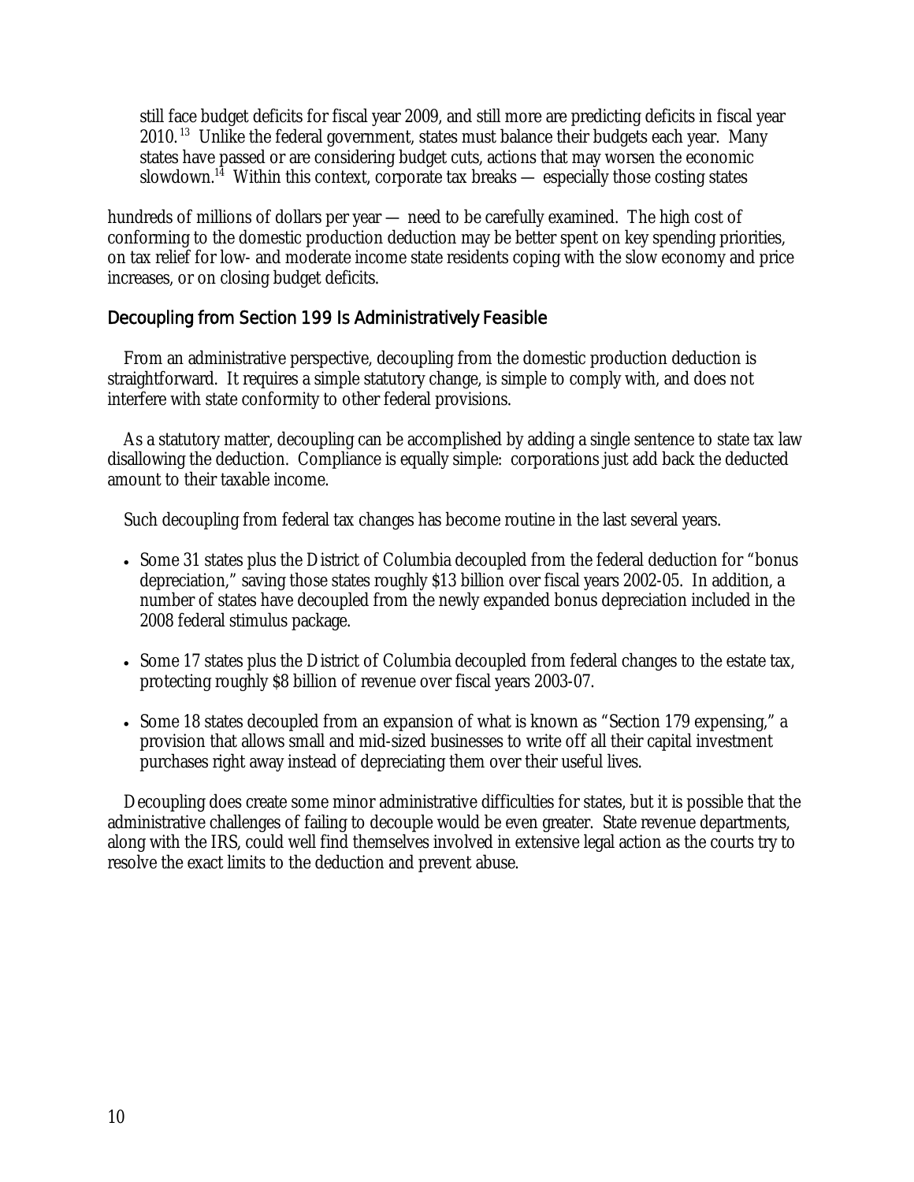still face budget deficits for fiscal year 2009, and still more are predicting deficits in fiscal year 2010.[13] Unlike the federal government, states must balance their budgets each year. Many states have passed or are considering budget cuts, actions that may worsen the economic slowdown.[14] Within this context, corporate tax breaks — especially those costing states hundreds of millions of dollars per year — need to be carefully examined. The high cost of conforming to the domestic production deduction may be better spent on key spending priorities, on tax relief for low- and moderate income state residents coping with the slow economy and price increases, or on closing budget deficits.

## Decoupling from Section 199 Is Administratively Feasible

From an administrative perspective, decoupling from the domestic production deduction is straightforward. It requires a simple statutory change, is simple to comply with, and does not interfere with state conformity to other federal provisions.

As a statutory matter, decoupling can be accomplished by adding a single sentence to state tax law disallowing the deduction. Compliance is equally simple: corporations just add back the deducted amount to their taxable income.

Such decoupling from federal tax changes has become routine in the last several years.

- Some 31 states plus the District of Columbia decoupled from the federal deduction for "bonus depreciation," saving those states roughly $13 billion over fiscal years 2002-05. In addition, a number of states have decoupled from the newly expanded bonus depreciation included in the 2008 federal stimulus package.
- Some 17 states plus the District of Columbia decoupled from federal changes to the estate tax, protecting roughly $8 billion of revenue over fiscal years 2003-07.
- Some 18 states decoupled from an expansion of what is known as "Section 179 expensing," a provision that allows small and mid-sized businesses to write off all their capital investment purchases right away instead of depreciating them over their useful lives.

Decoupling does create some minor administrative difficulties for states, but it is possible that the administrative challenges of failing to decouple would be even greater. State revenue departments, along with the IRS, could well find themselves involved in extensive legal action as the courts try to resolve the exact limits to the deduction and prevent abuse.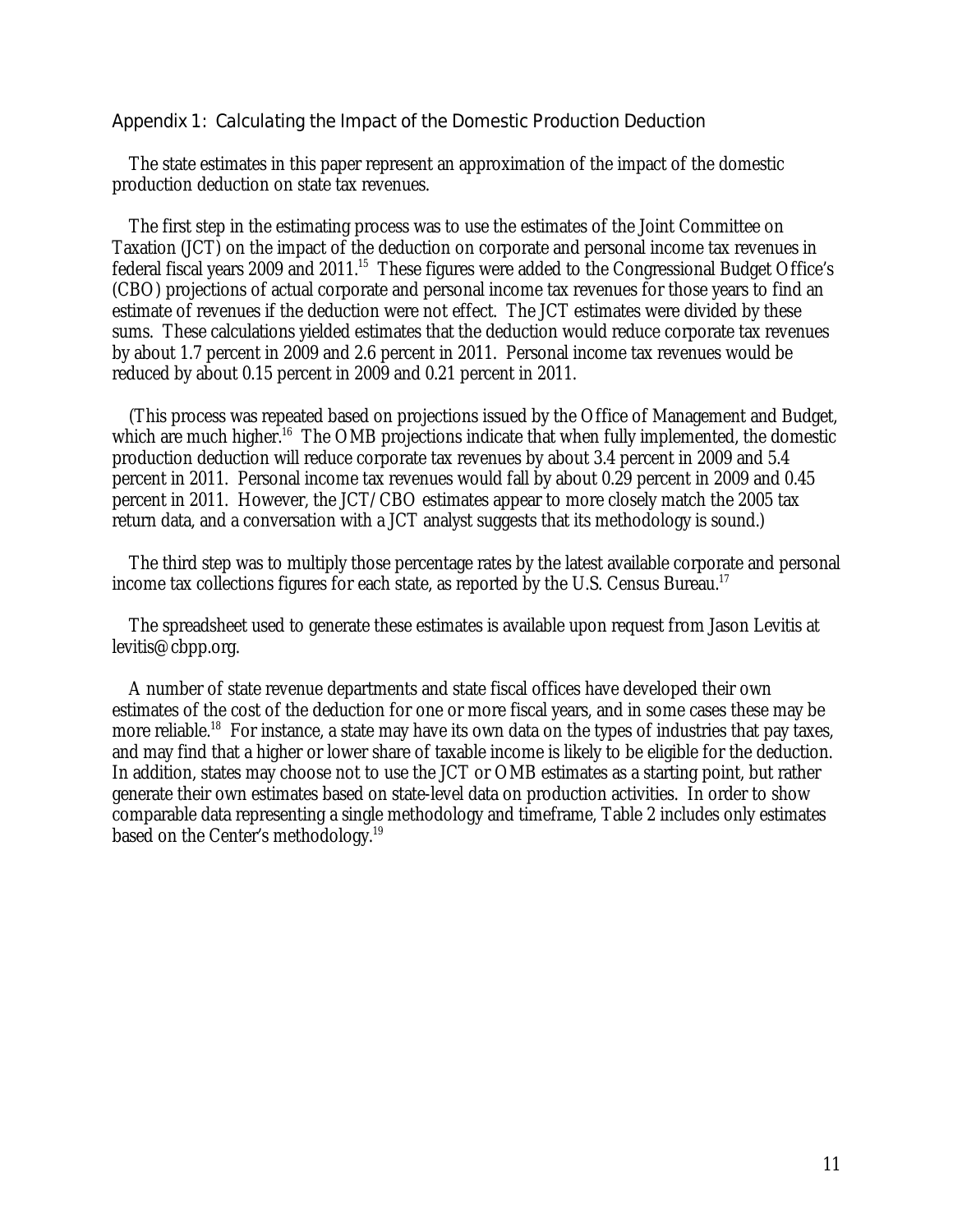## Appendix 1: Calculating the Impact of the Domestic Production Deduction

The state estimates in this paper represent an approximation of the impact of the domestic production deduction on state tax revenues.

The first step in the estimating process was to use the estimates of the Joint Committee on Taxation (JCT) on the impact of the deduction on corporate and personal income tax revenues in federal fiscal years 2009 and 2011.[15] These figures were added to the Congressional Budget Office's (CBO) projections of actual corporate and personal income tax revenues for those years to find an estimate of revenues if the deduction were not effect. The JCT estimates were divided by these sums. These calculations yielded estimates that the deduction would reduce corporate tax revenues by about 1.7 percent in 2009 and 2.6 percent in 2011. Personal income tax revenues would be reduced by about 0.15 percent in 2009 and 0.21 percent in 2011.

(This process was repeated based on projections issued by the Office of Management and Budget, which are much higher.[16] The OMB projections indicate that when fully implemented, the domestic production deduction will reduce corporate tax revenues by about 3.4 percent in 2009 and 5.4 percent in 2011. Personal income tax revenues would fall by about 0.29 percent in 2009 and 0.45 percent in 2011. However, the JCT/CBO estimates appear to more closely match the 2005 tax return data, and a conversation with a JCT analyst suggests that its methodology is sound.)

The third step was to multiply those percentage rates by the latest available corporate and personal income tax collections figures for each state, as reported by the U.S. Census Bureau.[17]

The spreadsheet used to generate these estimates is available upon request from Jason Levitis at levitis@cbpp.org.

A number of state revenue departments and state fiscal offices have developed their own estimates of the cost of the deduction for one or more fiscal years, and in some cases these may be more reliable.[18] For instance, a state may have its own data on the types of industries that pay taxes, and may find that a higher or lower share of taxable income is likely to be eligible for the deduction. In addition, states may choose not to use the JCT or OMB estimates as a starting point, but rather generate their own estimates based on state-level data on production activities. In order to show comparable data representing a single methodology and timeframe, Table 2 includes only estimates based on the Center's methodology.[19]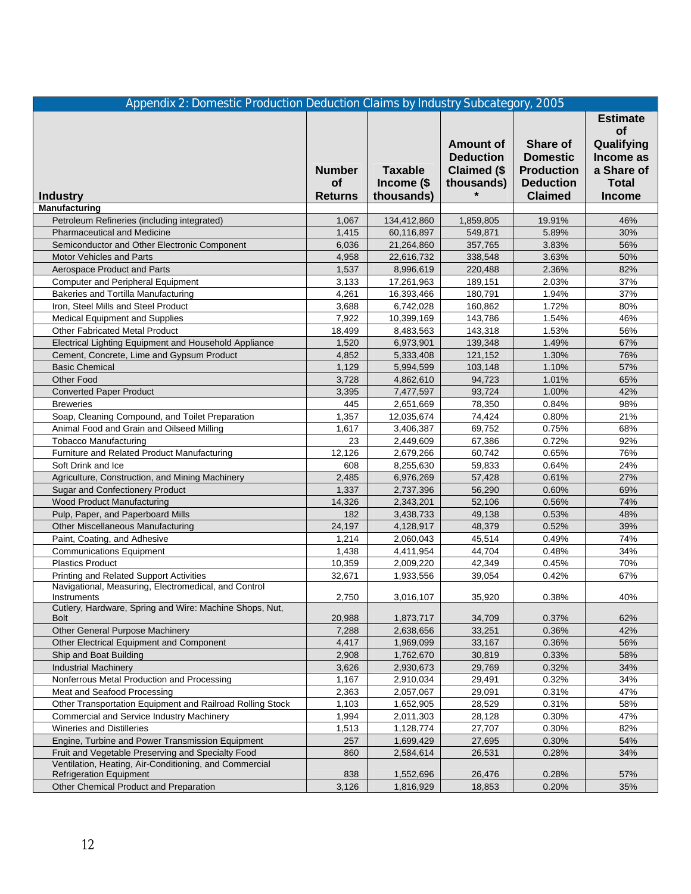| Appendix 2: Domestic Production Deduction Claims by Industry Subcategory, 2005 | | | | | |
|---|---|---|---|---|---|
| **Industry** | **Number of Returns** | **Taxable Income ($ thousands)** | **Amount of Deduction Claimed ($ thousands) *** | **Share of Domestic Production Deduction Claimed** | **Estimate of Qualifying Income as a Share of Total Income** |
| **Manufacturing** | | | | | |
| Petroleum Refineries (including integrated) | 1,067 | 134,412,860 | 1,859,805 | 19.91% | 46% |
| Pharmaceutical and Medicine | 1,415 | 60,116,897 | 549,871 | 5.89% | 30% |
| Semiconductor and Other Electronic Component | 6,036 | 21,264,860 | 357,765 | 3.83% | 56% |
| Motor Vehicles and Parts | 4,958 | 22,616,732 | 338,548 | 3.63% | 50% |
| Aerospace Product and Parts | 1,537 | 8,996,619 | 220,488 | 2.36% | 82% |
| Computer and Peripheral Equipment | 3,133 | 17,261,963 | 189,151 | 2.03% | 37% |
| Bakeries and Tortilla Manufacturing | 4,261 | 16,393,466 | 180,791 | 1.94% | 37% |
| Iron, Steel Mills and Steel Product | 3,688 | 6,742,028 | 160,862 | 1.72% | 80% |
| Medical Equipment and Supplies | 7,922 | 10,399,169 | 143,786 | 1.54% | 46% |
| Other Fabricated Metal Product | 18,499 | 8,483,563 | 143,318 | 1.53% | 56% |
| Electrical Lighting Equipment and Household Appliance | 1,520 | 6,973,901 | 139,348 | 1.49% | 67% |
| Cement, Concrete, Lime and Gypsum Product | 4,852 | 5,333,408 | 121,152 | 1.30% | 76% |
| Basic Chemical | 1,129 | 5,994,599 | 103,148 | 1.10% | 57% |
| Other Food | 3,728 | 4,862,610 | 94,723 | 1.01% | 65% |
| Converted Paper Product | 3,395 | 7,477,597 | 93,724 | 1.00% | 42% |
| Breweries | 445 | 2,651,669 | 78,350 | 0.84% | 98% |
| Soap, Cleaning Compound, and Toilet Preparation | 1,357 | 12,035,674 | 74,424 | 0.80% | 21% |
| Animal Food and Grain and Oilseed Milling | 1,617 | 3,406,387 | 69,752 | 0.75% | 68% |
| Tobacco Manufacturing | 23 | 2,449,609 | 67,386 | 0.72% | 92% |
| Furniture and Related Product Manufacturing | 12,126 | 2,679,266 | 60,742 | 0.65% | 76% |
| Soft Drink and Ice | 608 | 8,255,630 | 59,833 | 0.64% | 24% |
| Agriculture, Construction, and Mining Machinery | 2,485 | 6,976,269 | 57,428 | 0.61% | 27% |
| Sugar and Confectionery Product | 1,337 | 2,737,396 | 56,290 | 0.60% | 69% |
| Wood Product Manufacturing | 14,326 | 2,343,201 | 52,106 | 0.56% | 74% |
| Pulp, Paper, and Paperboard Mills | 182 | 3,438,733 | 49,138 | 0.53% | 48% |
| Other Miscellaneous Manufacturing | 24,197 | 4,128,917 | 48,379 | 0.52% | 39% |
| Paint, Coating, and Adhesive | 1,214 | 2,060,043 | 45,514 | 0.49% | 74% |
| Communications Equipment | 1,438 | 4,411,954 | 44,704 | 0.48% | 34% |
| Plastics Product | 10,359 | 2,009,220 | 42,349 | 0.45% | 70% |
| Printing and Related Support Activities | 32,671 | 1,933,556 | 39,054 | 0.42% | 67% |
| Navigational, Measuring, Electromedical, and Control Instruments | 2,750 | 3,016,107 | 35,920 | 0.38% | 40% |
| Cutlery, Hardware, Spring and Wire: Machine Shops, Nut, Bolt | 20,988 | 1,873,717 | 34,709 | 0.37% | 62% |
| Other General Purpose Machinery | 7,288 | 2,638,656 | 33,251 | 0.36% | 42% |
| Other Electrical Equipment and Component | 4,417 | 1,969,099 | 33,167 | 0.36% | 56% |
| Ship and Boat Building | 2,908 | 1,762,670 | 30,819 | 0.33% | 58% |
| Industrial Machinery | 3,626 | 2,930,673 | 29,769 | 0.32% | 34% |
| Nonferrous Metal Production and Processing | 1,167 | 2,910,034 | 29,491 | 0.32% | 34% |
| Meat and Seafood Processing | 2,363 | 2,057,067 | 29,091 | 0.31% | 47% |
| Other Transportation Equipment and Railroad Rolling Stock | 1,103 | 1,652,905 | 28,529 | 0.31% | 58% |
| Commercial and Service Industry Machinery | 1,994 | 2,011,303 | 28,128 | 0.30% | 47% |
| Wineries and Distilleries | 1,513 | 1,128,774 | 27,707 | 0.30% | 82% |
| Engine, Turbine and Power Transmission Equipment | 257 | 1,699,429 | 27,695 | 0.30% | 54% |
| Fruit and Vegetable Preserving and Specialty Food | 860 | 2,584,614 | 26,531 | 0.28% | 34% |
| Ventilation, Heating, Air-Conditioning, and Commercial Refrigeration Equipment | 838 | 1,552,696 | 26,476 | 0.28% | 57% |
| Other Chemical Product and Preparation | 3,126 | 1,816,929 | 18,853 | 0.20% | 35% |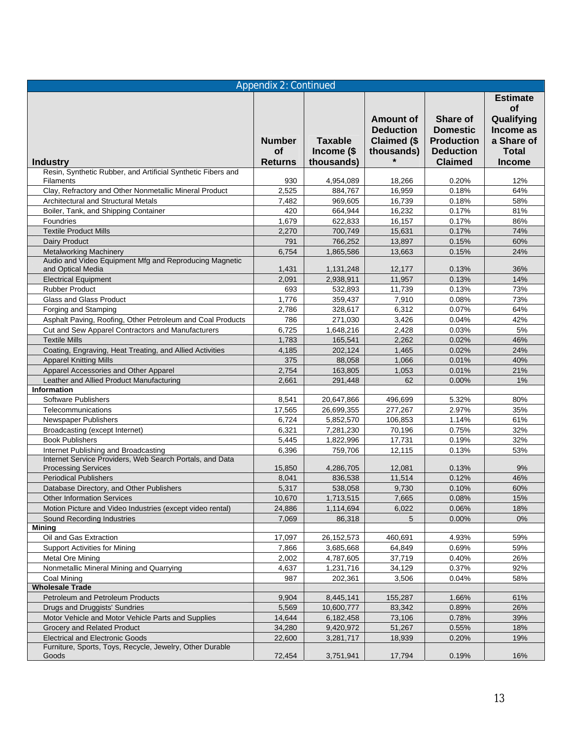## Appendix 2: Continued

| Industry | Number of Returns | Taxable Income ($ thousands) | Amount of Deduction Claimed ($ thousands) * | Share of Domestic Production Deduction Claimed | Estimate of Qualifying Income as a Share of Total Income |
|---|---|---|---|---|---|
| Resin, Synthetic Rubber, and Artificial Synthetic Fibers and Filaments | 930 | 4,954,089 | 18,266 | 0.20% | 12% |
| Clay, Refractory and Other Nonmetallic Mineral Product | 2,525 | 884,767 | 16,959 | 0.18% | 64% |
| Architectural and Structural Metals | 7,482 | 969,605 | 16,739 | 0.18% | 58% |
| Boiler, Tank, and Shipping Container | 420 | 664,944 | 16,232 | 0.17% | 81% |
| Foundries | 1,679 | 622,833 | 16,157 | 0.17% | 86% |
| Textile Product Mills | 2,270 | 700,749 | 15,631 | 0.17% | 74% |
| Dairy Product | 791 | 766,252 | 13,897 | 0.15% | 60% |
| Metalworking Machinery | 6,754 | 1,865,586 | 13,663 | 0.15% | 24% |
| Audio and Video Equipment Mfg and Reproducing Magnetic and Optical Media | 1,431 | 1,131,248 | 12,177 | 0.13% | 36% |
| Electrical Equipment | 2,091 | 2,938,911 | 11,957 | 0.13% | 14% |
| Rubber Product | 693 | 532,893 | 11,739 | 0.13% | 73% |
| Glass and Glass Product | 1,776 | 359,437 | 7,910 | 0.08% | 73% |
| Forging and Stamping | 2,786 | 328,617 | 6,312 | 0.07% | 64% |
| Asphalt Paving, Roofing, Other Petroleum and Coal Products | 786 | 271,030 | 3,426 | 0.04% | 42% |
| Cut and Sew Apparel Contractors and Manufacturers | 6,725 | 1,648,216 | 2,428 | 0.03% | 5% |
| Textile Mills | 1,783 | 165,541 | 2,262 | 0.02% | 46% |
| Coating, Engraving, Heat Treating, and Allied Activities | 4,185 | 202,124 | 1,465 | 0.02% | 24% |
| Apparel Knitting Mills | 375 | 88,058 | 1,066 | 0.01% | 40% |
| Apparel Accessories and Other Apparel | 2,754 | 163,805 | 1,053 | 0.01% | 21% |
| Leather and Allied Product Manufacturing | 2,661 | 291,448 | 62 | 0.00% | 1% |
| **Information** | | | | | |
| Software Publishers | 8,541 | 20,647,866 | 496,699 | 5.32% | 80% |
| Telecommunications | 17,565 | 26,699,355 | 277,267 | 2.97% | 35% |
| Newspaper Publishers | 6,724 | 5,852,570 | 106,853 | 1.14% | 61% |
| Broadcasting (except Internet) | 6,321 | 7,281,230 | 70,196 | 0.75% | 32% |
| Book Publishers | 5,445 | 1,822,996 | 17,731 | 0.19% | 32% |
| Internet Publishing and Broadcasting | 6,396 | 759,706 | 12,115 | 0.13% | 53% |
| Internet Service Providers, Web Search Portals, and Data Processing Services | 15,850 | 4,286,705 | 12,081 | 0.13% | 9% |
| Periodical Publishers | 8,041 | 836,538 | 11,514 | 0.12% | 46% |
| Database Directory, and Other Publishers | 5,317 | 538,058 | 9,730 | 0.10% | 60% |
| Other Information Services | 10,670 | 1,713,515 | 7,665 | 0.08% | 15% |
| Motion Picture and Video Industries (except video rental) | 24,886 | 1,114,694 | 6,022 | 0.06% | 18% |
| Sound Recording Industries | 7,069 | 86,318 | 5 | 0.00% | 0% |
| **Mining** | | | | | |
| Oil and Gas Extraction | 17,097 | 26,152,573 | 460,691 | 4.93% | 59% |
| Support Activities for Mining | 7,866 | 3,685,668 | 64,849 | 0.69% | 59% |
| Metal Ore Mining | 2,002 | 4,787,605 | 37,719 | 0.40% | 26% |
| Nonmetallic Mineral Mining and Quarrying | 4,637 | 1,231,716 | 34,129 | 0.37% | 92% |
| Coal Mining | 987 | 202,361 | 3,506 | 0.04% | 58% |
| **Wholesale Trade** | | | | | |
| Petroleum and Petroleum Products | 9,904 | 8,445,141 | 155,287 | 1.66% | 61% |
| Drugs and Druggists' Sundries | 5,569 | 10,600,777 | 83,342 | 0.89% | 26% |
| Motor Vehicle and Motor Vehicle Parts and Supplies | 14,644 | 6,182,458 | 73,106 | 0.78% | 39% |
| Grocery and Related Product | 34,280 | 9,420,972 | 51,267 | 0.55% | 18% |
| Electrical and Electronic Goods | 22,600 | 3,281,717 | 18,939 | 0.20% | 19% |
| Furniture, Sports, Toys, Recycle, Jewelry, Other Durable Goods | 72,454 | 3,751,941 | 17,794 | 0.19% | 16% |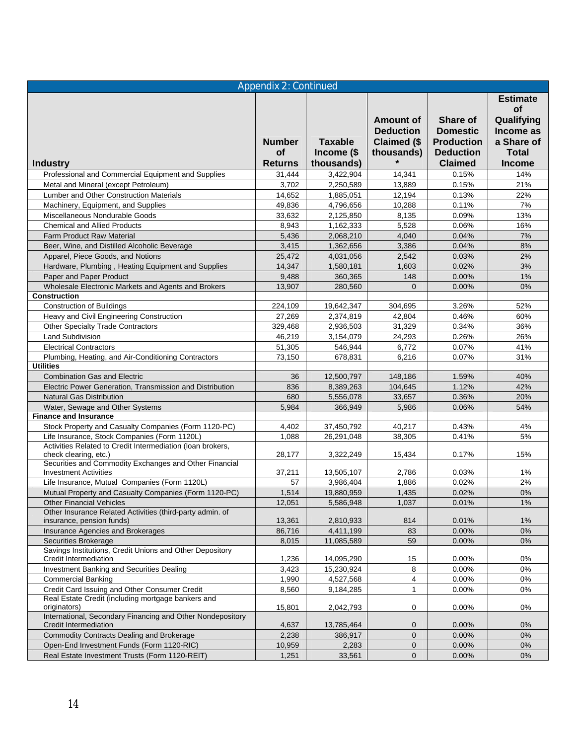**Appendix 2: Continued**

| Industry | Number of Returns | Taxable Income ($ thousands) | Amount of Deduction Claimed ($ thousands) * | Share of Domestic Production Deduction Claimed | Estimate of Qualifying Income as a Share of Total Income |
|---|---|---|---|---|---|
| Professional and Commercial Equipment and Supplies | 31,444 | 3,422,904 | 14,341 | 0.15% | 14% |
| Metal and Mineral (except Petroleum) | 3,702 | 2,250,589 | 13,889 | 0.15% | 21% |
| Lumber and Other Construction Materials | 14,652 | 1,885,051 | 12,194 | 0.13% | 22% |
| Machinery, Equipment, and Supplies | 49,836 | 4,796,656 | 10,288 | 0.11% | 7% |
| Miscellaneous Nondurable Goods | 33,632 | 2,125,850 | 8,135 | 0.09% | 13% |
| Chemical and Allied Products | 8,943 | 1,162,333 | 5,528 | 0.06% | 16% |
| Farm Product Raw Material | 5,436 | 2,068,210 | 4,040 | 0.04% | 7% |
| Beer, Wine, and Distilled Alcoholic Beverage | 3,415 | 1,362,656 | 3,386 | 0.04% | 8% |
| Apparel, Piece Goods, and Notions | 25,472 | 4,031,056 | 2,542 | 0.03% | 2% |
| Hardware, Plumbing , Heating Equipment and Supplies | 14,347 | 1,580,181 | 1,603 | 0.02% | 3% |
| Paper and Paper Product | 9,488 | 360,365 | 148 | 0.00% | 1% |
| Wholesale Electronic Markets and Agents and Brokers | 13,907 | 280,560 | 0 | 0.00% | 0% |
| **Construction** | | | | | |
| Construction of Buildings | 224,109 | 19,642,347 | 304,695 | 3.26% | 52% |
| Heavy and Civil Engineering Construction | 27,269 | 2,374,819 | 42,804 | 0.46% | 60% |
| Other Specialty Trade Contractors | 329,468 | 2,936,503 | 31,329 | 0.34% | 36% |
| Land Subdivision | 46,219 | 3,154,079 | 24,293 | 0.26% | 26% |
| Electrical Contractors | 51,305 | 546,944 | 6,772 | 0.07% | 41% |
| Plumbing, Heating, and Air-Conditioning Contractors | 73,150 | 678,831 | 6,216 | 0.07% | 31% |
| **Utilities** | | | | | |
| Combination Gas and Electric | 36 | 12,500,797 | 148,186 | 1.59% | 40% |
| Electric Power Generation, Transmission and Distribution | 836 | 8,389,263 | 104,645 | 1.12% | 42% |
| Natural Gas Distribution | 680 | 5,556,078 | 33,657 | 0.36% | 20% |
| Water, Sewage and Other Systems | 5,984 | 366,949 | 5,986 | 0.06% | 54% |
| **Finance and Insurance** | | | | | |
| Stock Property and Casualty Companies (Form 1120-PC) | 4,402 | 37,450,792 | 40,217 | 0.43% | 4% |
| Life Insurance, Stock Companies (Form 1120L) | 1,088 | 26,291,048 | 38,305 | 0.41% | 5% |
| Activities Related to Credit Intermediation (loan brokers, check clearing, etc.) | 28,177 | 3,322,249 | 15,434 | 0.17% | 15% |
| Securities and Commodity Exchanges and Other Financial Investment Activities | 37,211 | 13,505,107 | 2,786 | 0.03% | 1% |
| Life Insurance, Mutual Companies (Form 1120L) | 57 | 3,986,404 | 1,886 | 0.02% | 2% |
| Mutual Property and Casualty Companies (Form 1120-PC) | 1,514 | 19,880,959 | 1,435 | 0.02% | 0% |
| Other Financial Vehicles | 12,051 | 5,586,948 | 1,037 | 0.01% | 1% |
| Other Insurance Related Activities (third-party admin. of insurance, pension funds) | 13,361 | 2,810,933 | 814 | 0.01% | 1% |
| Insurance Agencies and Brokerages | 86,716 | 4,411,199 | 83 | 0.00% | 0% |
| Securities Brokerage | 8,015 | 11,085,589 | 59 | 0.00% | 0% |
| Savings Institutions, Credit Unions and Other Depository Credit Intermediation | 1,236 | 14,095,290 | 15 | 0.00% | 0% |
| Investment Banking and Securities Dealing | 3,423 | 15,230,924 | 8 | 0.00% | 0% |
| Commercial Banking | 1,990 | 4,527,568 | 4 | 0.00% | 0% |
| Credit Card Issuing and Other Consumer Credit | 8,560 | 9,184,285 | 1 | 0.00% | 0% |
| Real Estate Credit (including mortgage bankers and originators) | 15,801 | 2,042,793 | 0 | 0.00% | 0% |
| International, Secondary Financing and Other Nondepository Credit Intermediation | 4,637 | 13,785,464 | 0 | 0.00% | 0% |
| Commodity Contracts Dealing and Brokerage | 2,238 | 386,917 | 0 | 0.00% | 0% |
| Open-End Investment Funds (Form 1120-RIC) | 10,959 | 2,283 | 0 | 0.00% | 0% |
| Real Estate Investment Trusts (Form 1120-REIT) | 1,251 | 33,561 | 0 | 0.00% | 0% |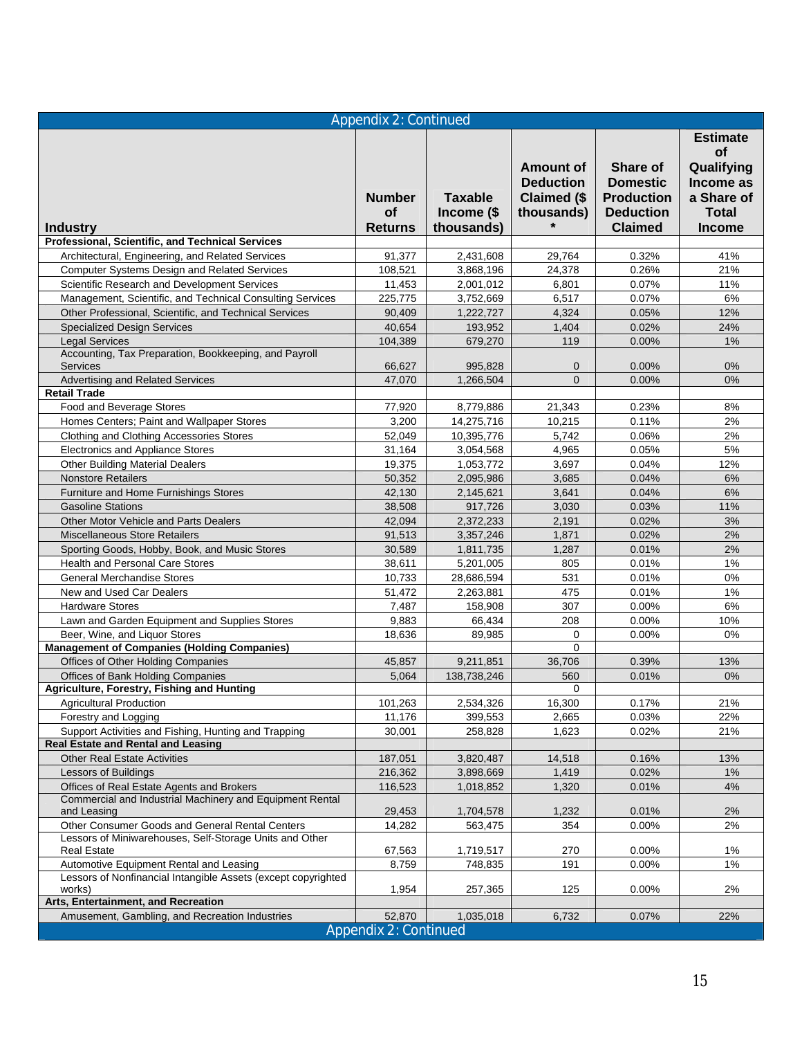| Appendix 2: Continued | | | | | |
|---|---|---|---|---|---|
| **Industry** | **Number of Returns** | **Taxable Income ($ thousands)** | **Amount of Deduction Claimed ($ thousands) *** | **Share of Domestic Production Deduction Claimed** | **Estimate of Qualifying Income as a Share of Total Income** |
| **Professional, Scientific, and Technical Services** | | | | | |
| Architectural, Engineering, and Related Services | 91,377 | 2,431,608 | 29,764 | 0.32% | 41% |
| Computer Systems Design and Related Services | 108,521 | 3,868,196 | 24,378 | 0.26% | 21% |
| Scientific Research and Development Services | 11,453 | 2,001,012 | 6,801 | 0.07% | 11% |
| Management, Scientific, and Technical Consulting Services | 225,775 | 3,752,669 | 6,517 | 0.07% | 6% |
| Other Professional, Scientific, and Technical Services | 90,409 | 1,222,727 | 4,324 | 0.05% | 12% |
| Specialized Design Services | 40,654 | 193,952 | 1,404 | 0.02% | 24% |
| Legal Services | 104,389 | 679,270 | 119 | 0.00% | 1% |
| Accounting, Tax Preparation, Bookkeeping, and Payroll Services | 66,627 | 995,828 | 0 | 0.00% | 0% |
| Advertising and Related Services | 47,070 | 1,266,504 | 0 | 0.00% | 0% |
| **Retail Trade** | | | | | |
| Food and Beverage Stores | 77,920 | 8,779,886 | 21,343 | 0.23% | 8% |
| Homes Centers; Paint and Wallpaper Stores | 3,200 | 14,275,716 | 10,215 | 0.11% | 2% |
| Clothing and Clothing Accessories Stores | 52,049 | 10,395,776 | 5,742 | 0.06% | 2% |
| Electronics and Appliance Stores | 31,164 | 3,054,568 | 4,965 | 0.05% | 5% |
| Other Building Material Dealers | 19,375 | 1,053,772 | 3,697 | 0.04% | 12% |
| Nonstore Retailers | 50,352 | 2,095,986 | 3,685 | 0.04% | 6% |
| Furniture and Home Furnishings Stores | 42,130 | 2,145,621 | 3,641 | 0.04% | 6% |
| Gasoline Stations | 38,508 | 917,726 | 3,030 | 0.03% | 11% |
| Other Motor Vehicle and Parts Dealers | 42,094 | 2,372,233 | 2,191 | 0.02% | 3% |
| Miscellaneous Store Retailers | 91,513 | 3,357,246 | 1,871 | 0.02% | 2% |
| Sporting Goods, Hobby, Book, and Music Stores | 30,589 | 1,811,735 | 1,287 | 0.01% | 2% |
| Health and Personal Care Stores | 38,611 | 5,201,005 | 805 | 0.01% | 1% |
| General Merchandise Stores | 10,733 | 28,686,594 | 531 | 0.01% | 0% |
| New and Used Car Dealers | 51,472 | 2,263,881 | 475 | 0.01% | 1% |
| Hardware Stores | 7,487 | 158,908 | 307 | 0.00% | 6% |
| Lawn and Garden Equipment and Supplies Stores | 9,883 | 66,434 | 208 | 0.00% | 10% |
| Beer, Wine, and Liquor Stores | 18,636 | 89,985 | 0 | 0.00% | 0% |
| **Management of Companies (Holding Companies)** | | | 0 | | |
| Offices of Other Holding Companies | 45,857 | 9,211,851 | 36,706 | 0.39% | 13% |
| Offices of Bank Holding Companies | 5,064 | 138,738,246 | 560 | 0.01% | 0% |
| **Agriculture, Forestry, Fishing and Hunting** | | | 0 | | |
| Agricultural Production | 101,263 | 2,534,326 | 16,300 | 0.17% | 21% |
| Forestry and Logging | 11,176 | 399,553 | 2,665 | 0.03% | 22% |
| Support Activities and Fishing, Hunting and Trapping | 30,001 | 258,828 | 1,623 | 0.02% | 21% |
| **Real Estate and Rental and Leasing** | | | | | |
| Other Real Estate Activities | 187,051 | 3,820,487 | 14,518 | 0.16% | 13% |
| Lessors of Buildings | 216,362 | 3,898,669 | 1,419 | 0.02% | 1% |
| Offices of Real Estate Agents and Brokers | 116,523 | 1,018,852 | 1,320 | 0.01% | 4% |
| Commercial and Industrial Machinery and Equipment Rental and Leasing | 29,453 | 1,704,578 | 1,232 | 0.01% | 2% |
| Other Consumer Goods and General Rental Centers | 14,282 | 563,475 | 354 | 0.00% | 2% |
| Lessors of Miniwarehouses, Self-Storage Units and Other Real Estate | 67,563 | 1,719,517 | 270 | 0.00% | 1% |
| Automotive Equipment Rental and Leasing | 8,759 | 748,835 | 191 | 0.00% | 1% |
| Lessors of Nonfinancial Intangible Assets (except copyrighted works) | 1,954 | 257,365 | 125 | 0.00% | 2% |
| **Arts, Entertainment, and Recreation** | | | | | |
| Amusement, Gambling, and Recreation Industries | 52,870 | 1,035,018 | 6,732 | 0.07% | 22% |

Appendix 2: Continued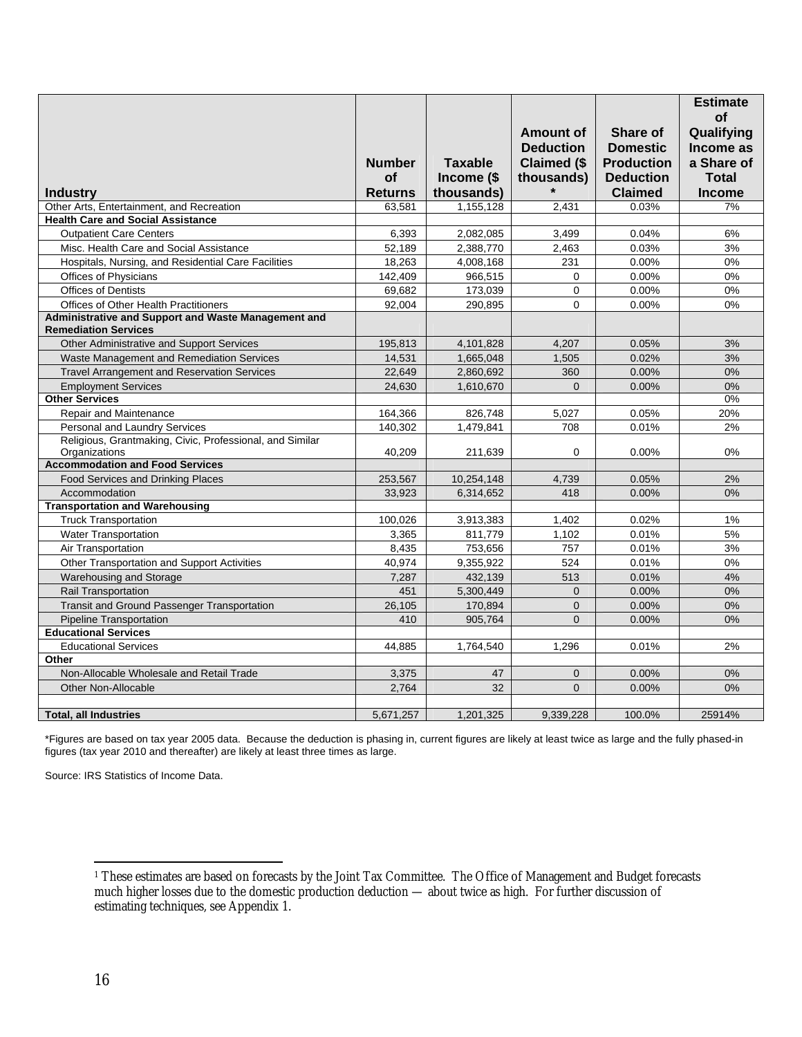| Industry | Number of Returns | Taxable Income ($ thousands) | Amount of Deduction Claimed ($ thousands) * | Share of Domestic Production Deduction Claimed | Estimate of Qualifying Income as a Share of Total Income |
|---|---|---|---|---|---|
| Other Arts, Entertainment, and Recreation | 63,581 | 1,155,128 | 2,431 | 0.03% | 7% |
| **Health Care and Social Assistance** | | | | | |
| Outpatient Care Centers | 6,393 | 2,082,085 | 3,499 | 0.04% | 6% |
| Misc. Health Care and Social Assistance | 52,189 | 2,388,770 | 2,463 | 0.03% | 3% |
| Hospitals, Nursing, and Residential Care Facilities | 18,263 | 4,008,168 | 231 | 0.00% | 0% |
| Offices of Physicians | 142,409 | 966,515 | 0 | 0.00% | 0% |
| Offices of Dentists | 69,682 | 173,039 | 0 | 0.00% | 0% |
| Offices of Other Health Practitioners | 92,004 | 290,895 | 0 | 0.00% | 0% |
| **Administrative and Support and Waste Management and Remediation Services** | | | | | |
| Other Administrative and Support Services | 195,813 | 4,101,828 | 4,207 | 0.05% | 3% |
| Waste Management and Remediation Services | 14,531 | 1,665,048 | 1,505 | 0.02% | 3% |
| Travel Arrangement and Reservation Services | 22,649 | 2,860,692 | 360 | 0.00% | 0% |
| Employment Services | 24,630 | 1,610,670 | 0 | 0.00% | 0% |
| **Other Services** | | | | | 0% |
| Repair and Maintenance | 164,366 | 826,748 | 5,027 | 0.05% | 20% |
| Personal and Laundry Services | 140,302 | 1,479,841 | 708 | 0.01% | 2% |
| Religious, Grantmaking, Civic, Professional, and Similar Organizations | 40,209 | 211,639 | 0 | 0.00% | 0% |
| **Accommodation and Food Services** | | | | | |
| Food Services and Drinking Places | 253,567 | 10,254,148 | 4,739 | 0.05% | 2% |
| Accommodation | 33,923 | 6,314,652 | 418 | 0.00% | 0% |
| **Transportation and Warehousing** | | | | | |
| Truck Transportation | 100,026 | 3,913,383 | 1,402 | 0.02% | 1% |
| Water Transportation | 3,365 | 811,779 | 1,102 | 0.01% | 5% |
| Air Transportation | 8,435 | 753,656 | 757 | 0.01% | 3% |
| Other Transportation and Support Activities | 40,974 | 9,355,922 | 524 | 0.01% | 0% |
| Warehousing and Storage | 7,287 | 432,139 | 513 | 0.01% | 4% |
| Rail Transportation | 451 | 5,300,449 | 0 | 0.00% | 0% |
| Transit and Ground Passenger Transportation | 26,105 | 170,894 | 0 | 0.00% | 0% |
| Pipeline Transportation | 410 | 905,764 | 0 | 0.00% | 0% |
| **Educational Services** | | | | | |
| Educational Services | 44,885 | 1,764,540 | 1,296 | 0.01% | 2% |
| **Other** | | | | | |
| Non-Allocable Wholesale and Retail Trade | 3,375 | 47 | 0 | 0.00% | 0% |
| Other Non-Allocable | 2,764 | 32 | 0 | 0.00% | 0% |
| | | | | | |
| **Total, all Industries** | 5,671,257 | 1,201,325 | 9,339,228 | 100.0% | 25914% |

*Figures are based on tax year 2005 data. Because the deduction is phasing in, current figures are likely at least twice as large and the fully phased-in figures (tax year 2010 and thereafter) are likely at least three times as large.

Source: IRS Statistics of Income Data.

---

[1] These estimates are based on forecasts by the Joint Tax Committee. The Office of Management and Budget forecasts much higher losses due to the domestic production deduction — about twice as high. For further discussion of estimating techniques, see Appendix 1.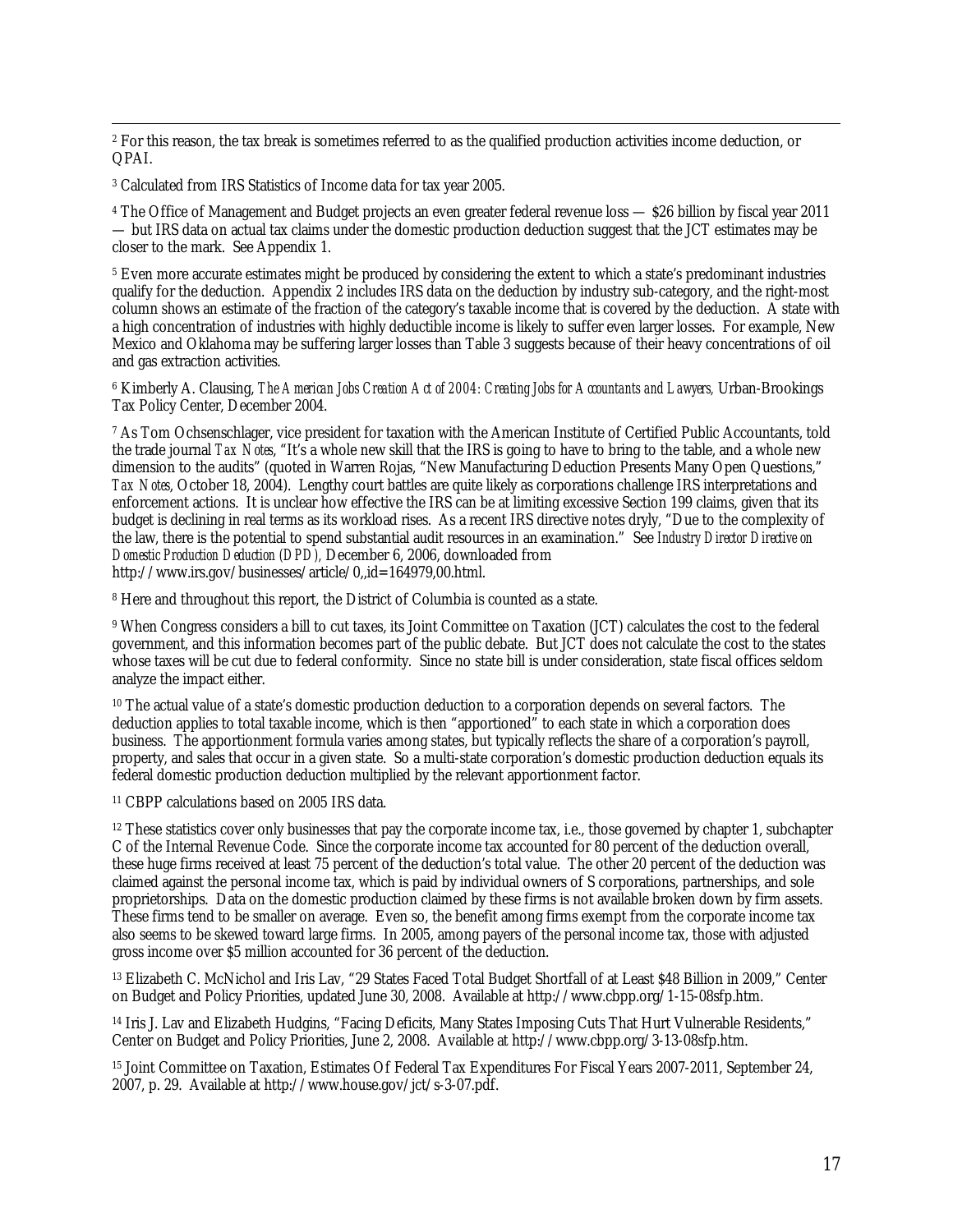[2] For this reason, the tax break is sometimes referred to as the qualified production activities income deduction, or QPAI.

[3] Calculated from IRS Statistics of Income data for tax year 2005.

[4] The Office of Management and Budget projects an even greater federal revenue loss — $26 billion by fiscal year 2011 — but IRS data on actual tax claims under the domestic production deduction suggest that the JCT estimates may be closer to the mark. See Appendix 1.

[5] Even more accurate estimates might be produced by considering the extent to which a state's predominant industries qualify for the deduction. Appendix 2 includes IRS data on the deduction by industry sub-category, and the right-most column shows an estimate of the fraction of the category's taxable income that is covered by the deduction. A state with a high concentration of industries with highly deductible income is likely to suffer even larger losses. For example, New Mexico and Oklahoma may be suffering larger losses than Table 3 suggests because of their heavy concentrations of oil and gas extraction activities.

[6] Kimberly A. Clausing, *The American Jobs Creation Act of 2004: Creating Jobs for Accountants and Lawyers,* Urban-Brookings Tax Policy Center, December 2004.

[7] As Tom Ochsenschlager, vice president for taxation with the American Institute of Certified Public Accountants, told the trade journal *Tax Notes*, "It's a whole new skill that the IRS is going to have to bring to the table, and a whole new dimension to the audits" (quoted in Warren Rojas, "New Manufacturing Deduction Presents Many Open Questions," *Tax Notes*, October 18, 2004). Lengthy court battles are quite likely as corporations challenge IRS interpretations and enforcement actions. It is unclear how effective the IRS can be at limiting excessive Section 199 claims, given that its budget is declining in real terms as its workload rises. As a recent IRS directive notes dryly, "Due to the complexity of the law, there is the potential to spend substantial audit resources in an examination." See *Industry Director Directive on Domestic Production Deduction (DPD),* December 6, 2006, downloaded from http://www.irs.gov/businesses/article/0,,id=164979,00.html.

[8] Here and throughout this report, the District of Columbia is counted as a state.

[9] When Congress considers a bill to cut taxes, its Joint Committee on Taxation (JCT) calculates the cost to the federal government, and this information becomes part of the public debate. But JCT does not calculate the cost to the states whose taxes will be cut due to federal conformity. Since no state bill is under consideration, state fiscal offices seldom analyze the impact either.

[10] The actual value of a state's domestic production deduction to a corporation depends on several factors. The deduction applies to total taxable income, which is then "apportioned" to each state in which a corporation does business. The apportionment formula varies among states, but typically reflects the share of a corporation's payroll, property, and sales that occur in a given state. So a multi-state corporation's domestic production deduction equals its federal domestic production deduction multiplied by the relevant apportionment factor.

[11] CBPP calculations based on 2005 IRS data.

[12] These statistics cover only businesses that pay the corporate income tax, i.e., those governed by chapter 1, subchapter C of the Internal Revenue Code. Since the corporate income tax accounted for 80 percent of the deduction overall, these huge firms received at least 75 percent of the deduction's total value. The other 20 percent of the deduction was claimed against the personal income tax, which is paid by individual owners of S corporations, partnerships, and sole proprietorships. Data on the domestic production claimed by these firms is not available broken down by firm assets. These firms tend to be smaller on average. Even so, the benefit among firms exempt from the corporate income tax also seems to be skewed toward large firms. In 2005, among payers of the personal income tax, those with adjusted gross income over $5 million accounted for 36 percent of the deduction.

[13] Elizabeth C. McNichol and Iris Lav, "29 States Faced Total Budget Shortfall of at Least $48 Billion in 2009," Center on Budget and Policy Priorities, updated June 30, 2008. Available at http://www.cbpp.org/1-15-08sfp.htm.

[14] Iris J. Lav and Elizabeth Hudgins, "Facing Deficits, Many States Imposing Cuts That Hurt Vulnerable Residents," Center on Budget and Policy Priorities, June 2, 2008. Available at http://www.cbpp.org/3-13-08sfp.htm.

[15] Joint Committee on Taxation, Estimates Of Federal Tax Expenditures For Fiscal Years 2007-2011, September 24, 2007, p. 29. Available at http://www.house.gov/jct/s-3-07.pdf.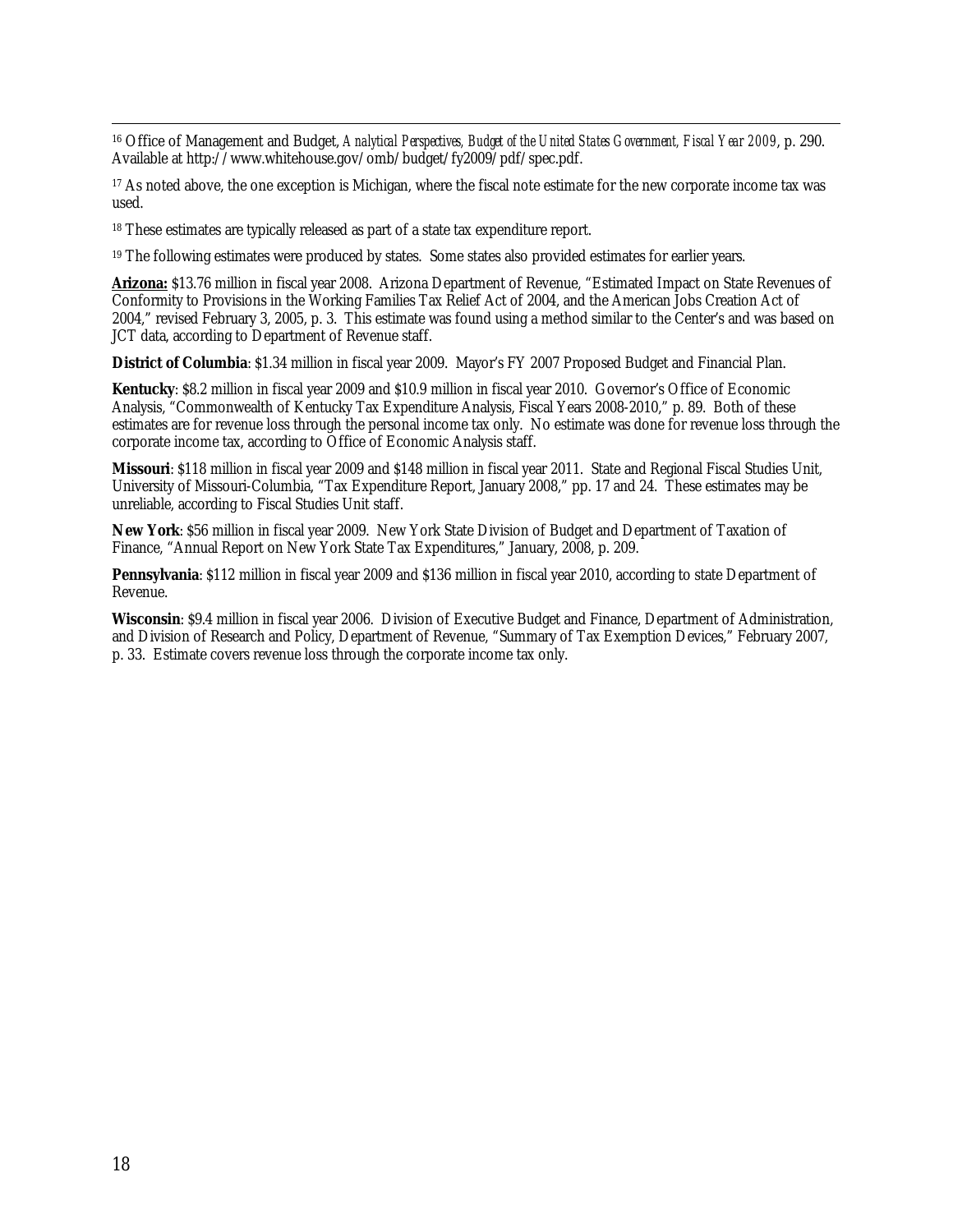[16] Office of Management and Budget, *Analytical Perspectives, Budget of the United States Government, Fiscal Year 2009*, p. 290. Available at http://www.whitehouse.gov/omb/budget/fy2009/pdf/spec.pdf.

[17] As noted above, the one exception is Michigan, where the fiscal note estimate for the new corporate income tax was used.

[18] These estimates are typically released as part of a state tax expenditure report.

[19] The following estimates were produced by states. Some states also provided estimates for earlier years.

**Arizona:** $13.76 million in fiscal year 2008. Arizona Department of Revenue, "Estimated Impact on State Revenues of Conformity to Provisions in the Working Families Tax Relief Act of 2004, and the American Jobs Creation Act of 2004," revised February 3, 2005, p. 3. This estimate was found using a method similar to the Center's and was based on JCT data, according to Department of Revenue staff.

**District of Columbia**: $1.34 million in fiscal year 2009. Mayor's FY 2007 Proposed Budget and Financial Plan.

**Kentucky**: $8.2 million in fiscal year 2009 and $10.9 million in fiscal year 2010. Governor's Office of Economic Analysis, "Commonwealth of Kentucky Tax Expenditure Analysis, Fiscal Years 2008-2010," p. 89. Both of these estimates are for revenue loss through the personal income tax only. No estimate was done for revenue loss through the corporate income tax, according to Office of Economic Analysis staff.

**Missouri**: $118 million in fiscal year 2009 and $148 million in fiscal year 2011. State and Regional Fiscal Studies Unit, University of Missouri-Columbia, "Tax Expenditure Report, January 2008," pp. 17 and 24. These estimates may be unreliable, according to Fiscal Studies Unit staff.

**New York**: $56 million in fiscal year 2009. New York State Division of Budget and Department of Taxation of Finance, "Annual Report on New York State Tax Expenditures," January, 2008, p. 209.

**Pennsylvania**: $112 million in fiscal year 2009 and $136 million in fiscal year 2010, according to state Department of Revenue.

**Wisconsin**: $9.4 million in fiscal year 2006. Division of Executive Budget and Finance, Department of Administration, and Division of Research and Policy, Department of Revenue, "Summary of Tax Exemption Devices," February 2007, p. 33. Estimate covers revenue loss through the corporate income tax only.